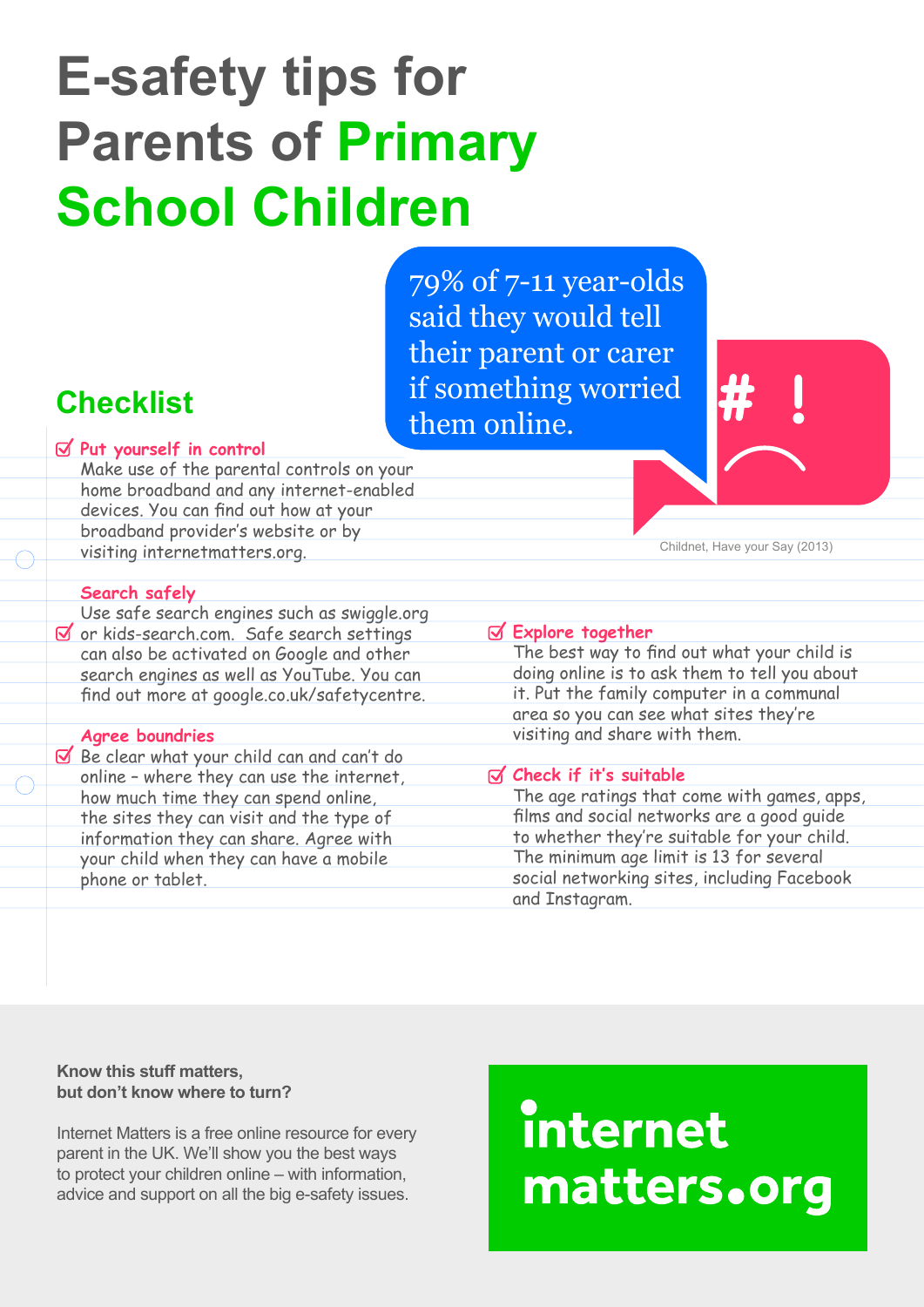# E-safety tips for Parents of Primary School Children

> 79% of 7-11 year-olds said they would tell their parent or carer if something worried them online.

Childnet, Have your Say (2013)

## Checklist

**Put yourself in control**
Make use of the parental controls on your home broadband and any internet-enabled devices. You can find out how at your broadband provider's website or by visiting internetmatters.org.

**Search safely**
Use safe search engines such as swiggle.org or kids-search.com. Safe search settings can also be activated on Google and other search engines as well as YouTube. You can find out more at google.co.uk/safetycentre.

**Agree boundries**
Be clear what your child can and can't do online – where they can use the internet, how much time they can spend online, the sites they can visit and the type of information they can share. Agree with your child when they can have a mobile phone or tablet.

**Explore together**
The best way to find out what your child is doing online is to ask them to tell you about it. Put the family computer in a communal area so you can see what sites they're visiting and share with them.

**Check if it's suitable**
The age ratings that come with games, apps, films and social networks are a good guide to whether they're suitable for your child. The minimum age limit is 13 for several social networking sites, including Facebook and Instagram.

**Know this stuff matters, but don't know where to turn?**

Internet Matters is a free online resource for every parent in the UK. We'll show you the best ways to protect your children online – with information, advice and support on all the big e-safety issues.

internet matters.org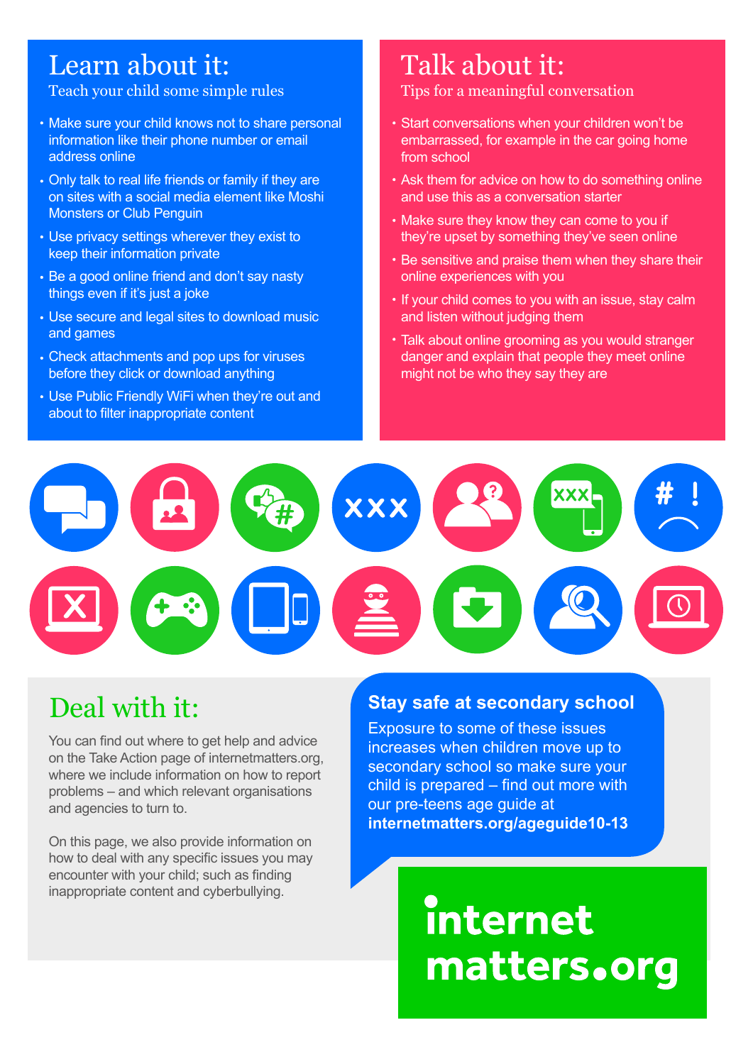## Learn about it:

Teach your child some simple rules

- Make sure your child knows not to share personal information like their phone number or email address online
- Only talk to real life friends or family if they are on sites with a social media element like Moshi Monsters or Club Penguin
- Use privacy settings wherever they exist to keep their information private
- Be a good online friend and don't say nasty things even if it's just a joke
- Use secure and legal sites to download music and games
- Check attachments and pop ups for viruses before they click or download anything
- Use Public Friendly WiFi when they're out and about to filter inappropriate content

## Talk about it:

Tips for a meaningful conversation

- Start conversations when your children won't be embarrassed, for example in the car going home from school
- Ask them for advice on how to do something online and use this as a conversation starter
- Make sure they know they can come to you if they're upset by something they've seen online
- Be sensitive and praise them when they share their online experiences with you
- If your child comes to you with an issue, stay calm and listen without judging them
- Talk about online grooming as you would stranger danger and explain that people they meet online might not be who they say they are

## Deal with it:

You can find out where to get help and advice on the Take Action page of internetmatters.org, where we include information on how to report problems – and which relevant organisations and agencies to turn to.

On this page, we also provide information on how to deal with any specific issues you may encounter with your child; such as finding inappropriate content and cyberbullying.

**Stay safe at secondary school**

Exposure to some of these issues increases when children move up to secondary school so make sure your child is prepared – find out more with our pre-teens age guide at **internetmatters.org/ageguide10-13**

internet matters.org